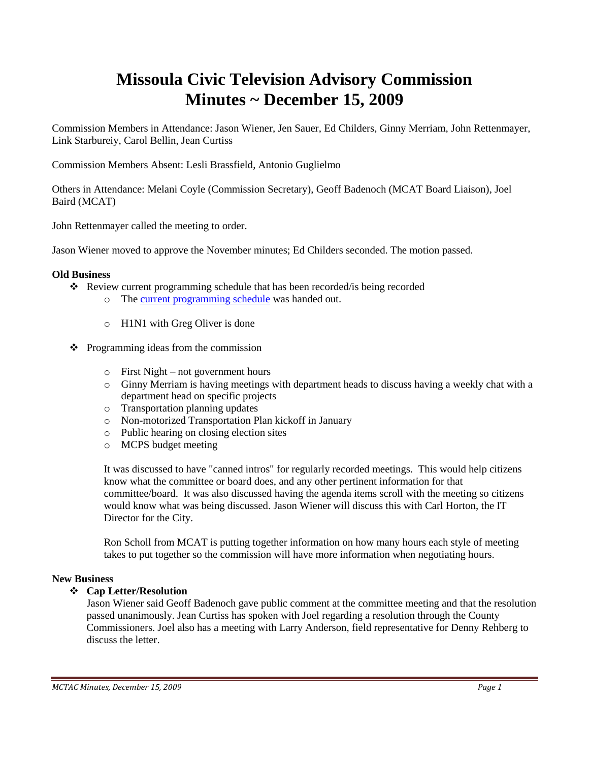# Missoula Civic Television Advisory Commission
# Minutes ~ December 15, 2009

Commission Members in Attendance: Jason Wiener, Jen Sauer, Ed Childers, Ginny Merriam, John Rettenmayer, Link Starbureiy, Carol Bellin, Jean Curtiss

Commission Members Absent: Lesli Brassfield, Antonio Guglielmo

Others in Attendance: Melani Coyle (Commission Secretary), Geoff Badenoch (MCAT Board Liaison), Joel Baird (MCAT)

John Rettenmayer called the meeting to order.

Jason Wiener moved to approve the November minutes; Ed Childers seconded. The motion passed.

**Old Business**

- Review current programming schedule that has been recorded/is being recorded
  - The current programming schedule was handed out.
  - H1N1 with Greg Oliver is done
- Programming ideas from the commission
  - First Night – not government hours
  - Ginny Merriam is having meetings with department heads to discuss having a weekly chat with a department head on specific projects
  - Transportation planning updates
  - Non-motorized Transportation Plan kickoff in January
  - Public hearing on closing election sites
  - MCPS budget meeting

  It was discussed to have "canned intros" for regularly recorded meetings. This would help citizens know what the committee or board does, and any other pertinent information for that committee/board. It was also discussed having the agenda items scroll with the meeting so citizens would know what was being discussed. Jason Wiener will discuss this with Carl Horton, the IT Director for the City.

  Ron Scholl from MCAT is putting together information on how many hours each style of meeting takes to put together so the commission will have more information when negotiating hours.

**New Business**

- **Cap Letter/Resolution**

  Jason Wiener said Geoff Badenoch gave public comment at the committee meeting and that the resolution passed unanimously. Jean Curtiss has spoken with Joel regarding a resolution through the County Commissioners. Joel also has a meeting with Larry Anderson, field representative for Denny Rehberg to discuss the letter.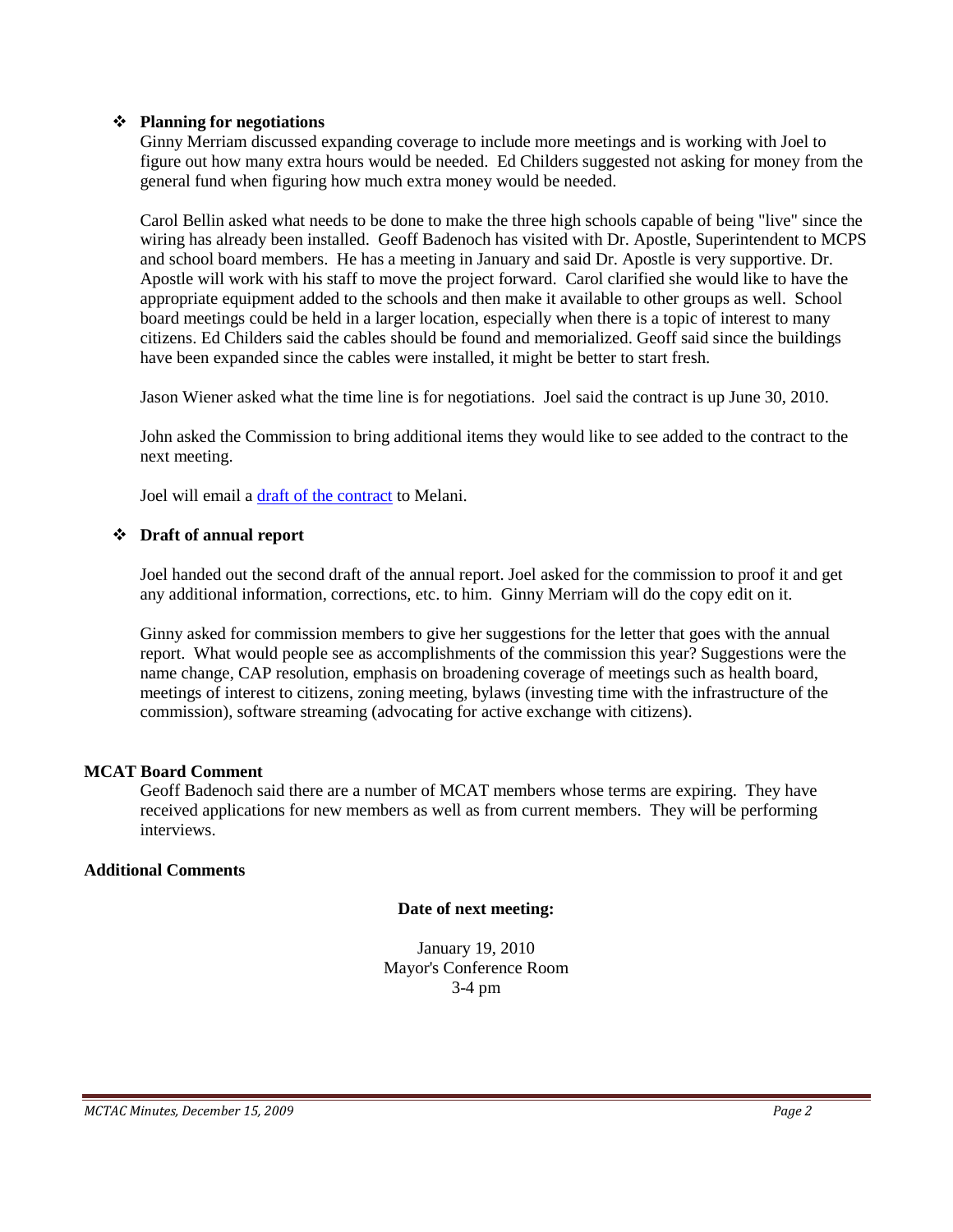- **Planning for negotiations**

  Ginny Merriam discussed expanding coverage to include more meetings and is working with Joel to figure out how many extra hours would be needed. Ed Childers suggested not asking for money from the general fund when figuring how much extra money would be needed.

  Carol Bellin asked what needs to be done to make the three high schools capable of being "live" since the wiring has already been installed. Geoff Badenoch has visited with Dr. Apostle, Superintendent to MCPS and school board members. He has a meeting in January and said Dr. Apostle is very supportive. Dr. Apostle will work with his staff to move the project forward. Carol clarified she would like to have the appropriate equipment added to the schools and then make it available to other groups as well. School board meetings could be held in a larger location, especially when there is a topic of interest to many citizens. Ed Childers said the cables should be found and memorialized. Geoff said since the buildings have been expanded since the cables were installed, it might be better to start fresh.

  Jason Wiener asked what the time line is for negotiations. Joel said the contract is up June 30, 2010.

  John asked the Commission to bring additional items they would like to see added to the contract to the next meeting.

  Joel will email a draft of the contract to Melani.

- **Draft of annual report**

  Joel handed out the second draft of the annual report. Joel asked for the commission to proof it and get any additional information, corrections, etc. to him. Ginny Merriam will do the copy edit on it.

  Ginny asked for commission members to give her suggestions for the letter that goes with the annual report. What would people see as accomplishments of the commission this year? Suggestions were the name change, CAP resolution, emphasis on broadening coverage of meetings such as health board, meetings of interest to citizens, zoning meeting, bylaws (investing time with the infrastructure of the commission), software streaming (advocating for active exchange with citizens).

**MCAT Board Comment**

Geoff Badenoch said there are a number of MCAT members whose terms are expiring. They have received applications for new members as well as from current members. They will be performing interviews.

**Additional Comments**

**Date of next meeting:**

January 19, 2010
Mayor's Conference Room
3-4 pm